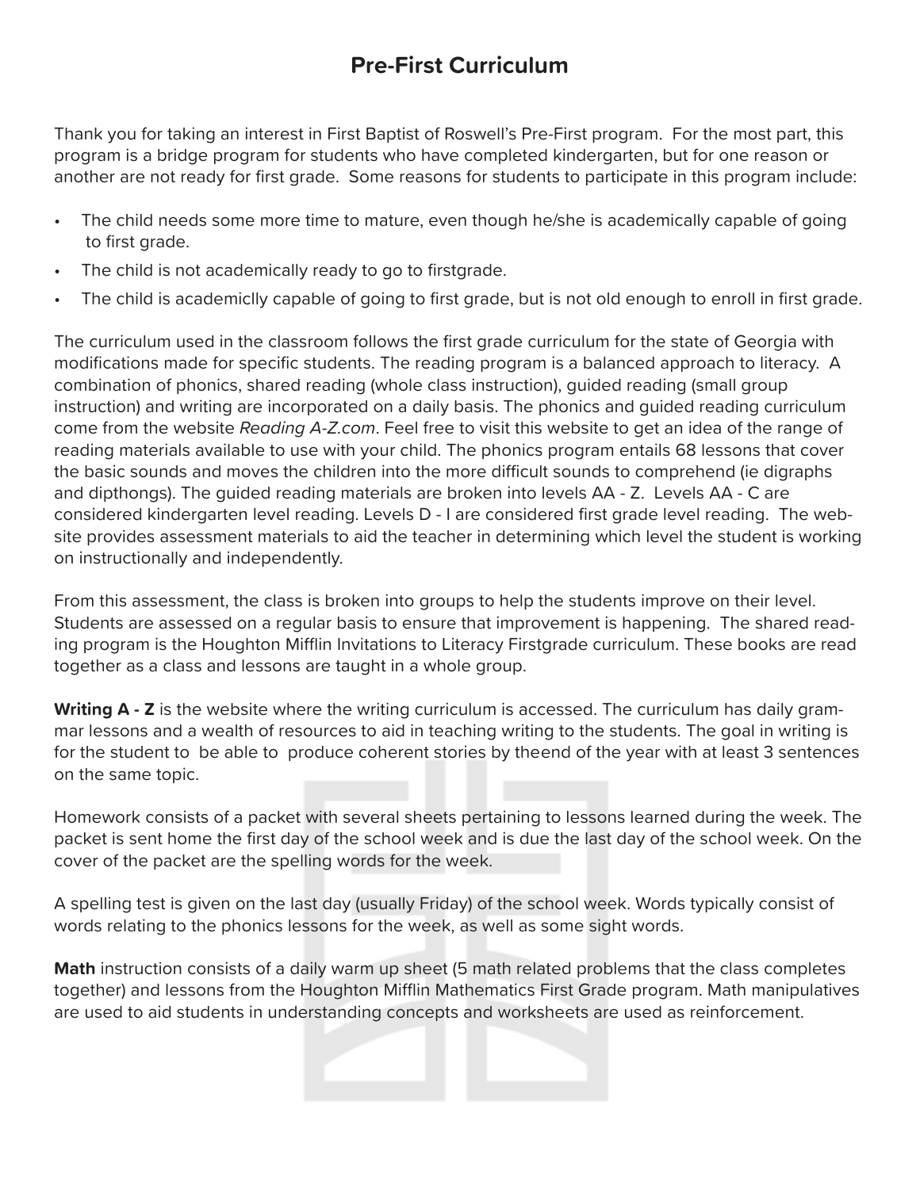# Pre-First Curriculum

Thank you for taking an interest in First Baptist of Roswell's Pre-First program. For the most part, this program is a bridge program for students who have completed kindergarten, but for one reason or another are not ready for first grade. Some reasons for students to participate in this program include:

- The child needs some more time to mature, even though he/she is academically capable of going to first grade.
- The child is not academically ready to go to firstgrade.
- The child is academiclly capable of going to first grade, but is not old enough to enroll in first grade.

The curriculum used in the classroom follows the first grade curriculum for the state of Georgia with modifications made for specific students. The reading program is a balanced approach to literacy. A combination of phonics, shared reading (whole class instruction), guided reading (small group instruction) and writing are incorporated on a daily basis. The phonics and guided reading curriculum come from the website *Reading A-Z.com*. Feel free to visit this website to get an idea of the range of reading materials available to use with your child. The phonics program entails 68 lessons that cover the basic sounds and moves the children into the more difficult sounds to comprehend (ie digraphs and dipthongs). The guided reading materials are broken into levels AA - Z. Levels AA - C are considered kindergarten level reading. Levels D - I are considered first grade level reading. The website provides assessment materials to aid the teacher in determining which level the student is working on instructionally and independently.

From this assessment, the class is broken into groups to help the students improve on their level. Students are assessed on a regular basis to ensure that improvement is happening. The shared reading program is the Houghton Mifflin Invitations to Literacy Firstgrade curriculum. These books are read together as a class and lessons are taught in a whole group.

**Writing A - Z** is the website where the writing curriculum is accessed. The curriculum has daily grammar lessons and a wealth of resources to aid in teaching writing to the students. The goal in writing is for the student to be able to produce coherent stories by theend of the year with at least 3 sentences on the same topic.

Homework consists of a packet with several sheets pertaining to lessons learned during the week. The packet is sent home the first day of the school week and is due the last day of the school week. On the cover of the packet are the spelling words for the week.

A spelling test is given on the last day (usually Friday) of the school week. Words typically consist of words relating to the phonics lessons for the week, as well as some sight words.

**Math** instruction consists of a daily warm up sheet (5 math related problems that the class completes together) and lessons from the Houghton Mifflin Mathematics First Grade program. Math manipulatives are used to aid students in understanding concepts and worksheets are used as reinforcement.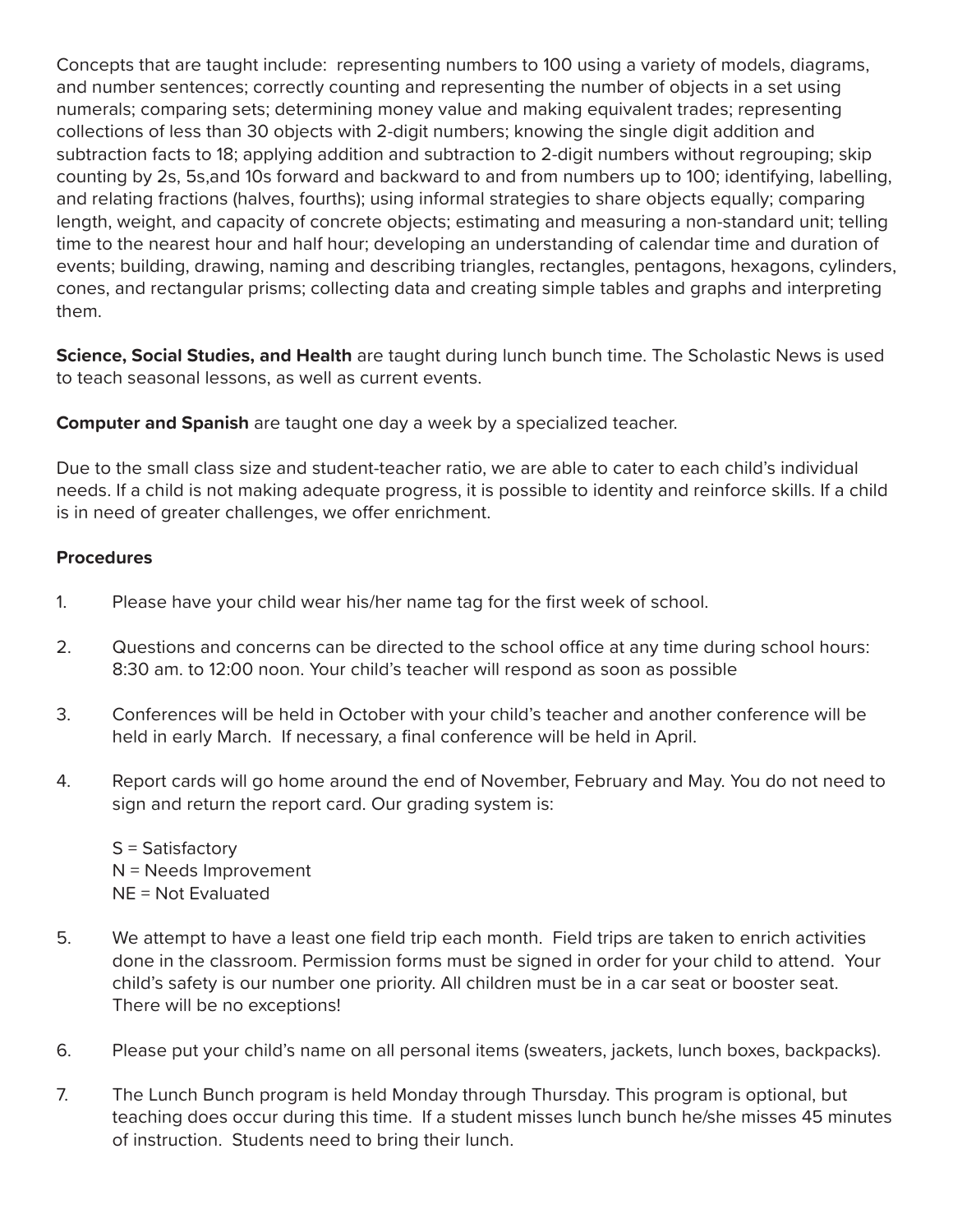Concepts that are taught include: representing numbers to 100 using a variety of models, diagrams, and number sentences; correctly counting and representing the number of objects in a set using numerals; comparing sets; determining money value and making equivalent trades; representing collections of less than 30 objects with 2-digit numbers; knowing the single digit addition and subtraction facts to 18; applying addition and subtraction to 2-digit numbers without regrouping; skip counting by 2s, 5s,and 10s forward and backward to and from numbers up to 100; identifying, labelling, and relating fractions (halves, fourths); using informal strategies to share objects equally; comparing length, weight, and capacity of concrete objects; estimating and measuring a non-standard unit; telling time to the nearest hour and half hour; developing an understanding of calendar time and duration of events; building, drawing, naming and describing triangles, rectangles, pentagons, hexagons, cylinders, cones, and rectangular prisms; collecting data and creating simple tables and graphs and interpreting them.

**Science, Social Studies, and Health** are taught during lunch bunch time. The Scholastic News is used to teach seasonal lessons, as well as current events.

**Computer and Spanish** are taught one day a week by a specialized teacher.

Due to the small class size and student-teacher ratio, we are able to cater to each child's individual needs. If a child is not making adequate progress, it is possible to identity and reinforce skills. If a child is in need of greater challenges, we offer enrichment.

**Procedures**

1. Please have your child wear his/her name tag for the first week of school.

2. Questions and concerns can be directed to the school office at any time during school hours: 8:30 am. to 12:00 noon. Your child's teacher will respond as soon as possible

3. Conferences will be held in October with your child's teacher and another conference will be held in early March. If necessary, a final conference will be held in April.

4. Report cards will go home around the end of November, February and May. You do not need to sign and return the report card. Our grading system is:

   S = Satisfactory
   N = Needs Improvement
   NE = Not Evaluated

5. We attempt to have a least one field trip each month. Field trips are taken to enrich activities done in the classroom. Permission forms must be signed in order for your child to attend. Your child's safety is our number one priority. All children must be in a car seat or booster seat. There will be no exceptions!

6. Please put your child's name on all personal items (sweaters, jackets, lunch boxes, backpacks).

7. The Lunch Bunch program is held Monday through Thursday. This program is optional, but teaching does occur during this time. If a student misses lunch bunch he/she misses 45 minutes of instruction. Students need to bring their lunch.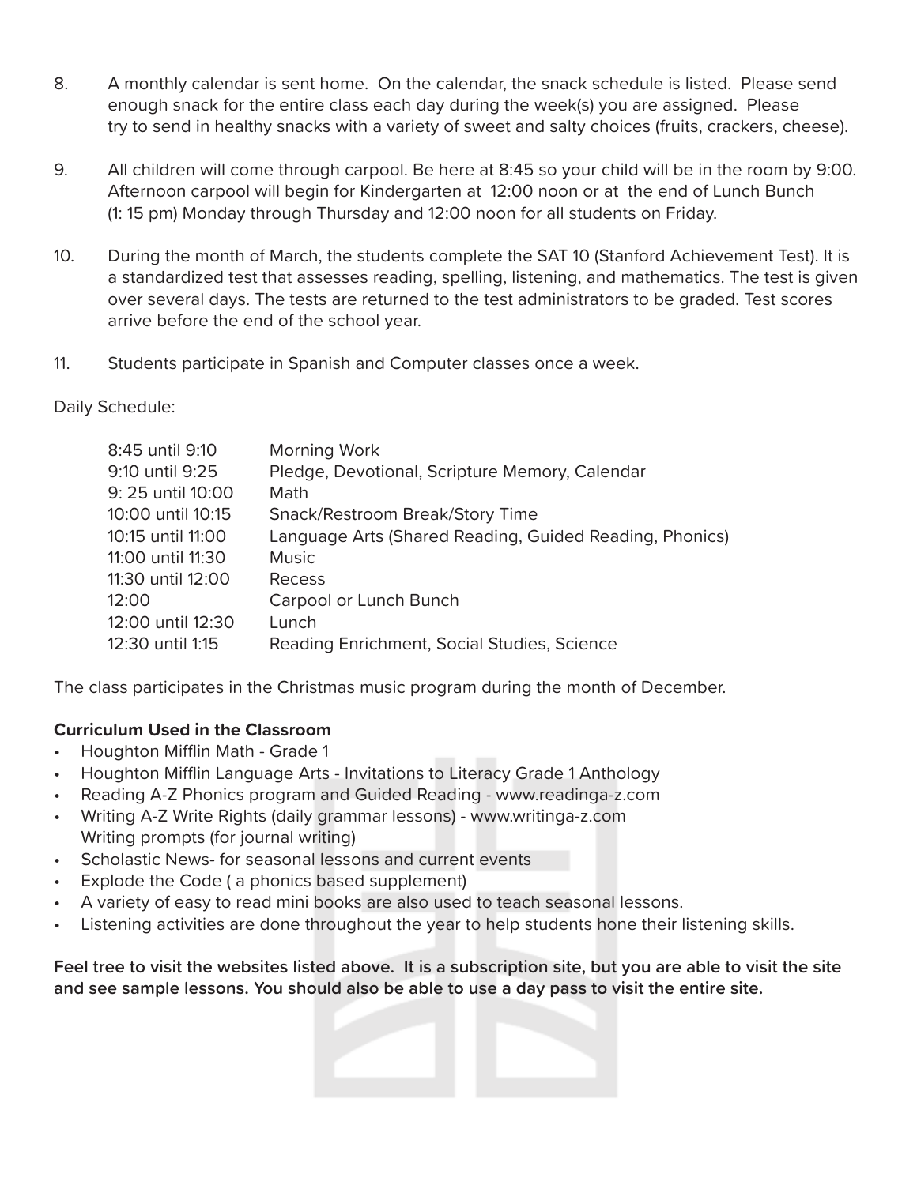8. A monthly calendar is sent home. On the calendar, the snack schedule is listed. Please send enough snack for the entire class each day during the week(s) you are assigned. Please try to send in healthy snacks with a variety of sweet and salty choices (fruits, crackers, cheese).

9. All children will come through carpool. Be here at 8:45 so your child will be in the room by 9:00. Afternoon carpool will begin for Kindergarten at 12:00 noon or at the end of Lunch Bunch (1: 15 pm) Monday through Thursday and 12:00 noon for all students on Friday.

10. During the month of March, the students complete the SAT 10 (Stanford Achievement Test). It is a standardized test that assesses reading, spelling, listening, and mathematics. The test is given over several days. The tests are returned to the test administrators to be graded. Test scores arrive before the end of the school year.

11. Students participate in Spanish and Computer classes once a week.

Daily Schedule:

| | |
|---|---|
| 8:45 until 9:10 | Morning Work |
| 9:10 until 9:25 | Pledge, Devotional, Scripture Memory, Calendar |
| 9: 25 until 10:00 | Math |
| 10:00 until 10:15 | Snack/Restroom Break/Story Time |
| 10:15 until 11:00 | Language Arts (Shared Reading, Guided Reading, Phonics) |
| 11:00 until 11:30 | Music |
| 11:30 until 12:00 | Recess |
| 12:00 | Carpool or Lunch Bunch |
| 12:00 until 12:30 | Lunch |
| 12:30 until 1:15 | Reading Enrichment, Social Studies, Science |

The class participates in the Christmas music program during the month of December.

**Curriculum Used in the Classroom**

- Houghton Mifflin Math - Grade 1
- Houghton Mifflin Language Arts - Invitations to Literacy Grade 1 Anthology
- Reading A-Z Phonics program and Guided Reading - www.readinga-z.com
- Writing A-Z Write Rights (daily grammar lessons) - www.writinga-z.com
  Writing prompts (for journal writing)
- Scholastic News- for seasonal lessons and current events
- Explode the Code ( a phonics based supplement)
- A variety of easy to read mini books are also used to teach seasonal lessons.
- Listening activities are done throughout the year to help students hone their listening skills.

**Feel tree to visit the websites listed above. It is a subscription site, but you are able to visit the site and see sample lessons. You should also be able to use a day pass to visit the entire site.**